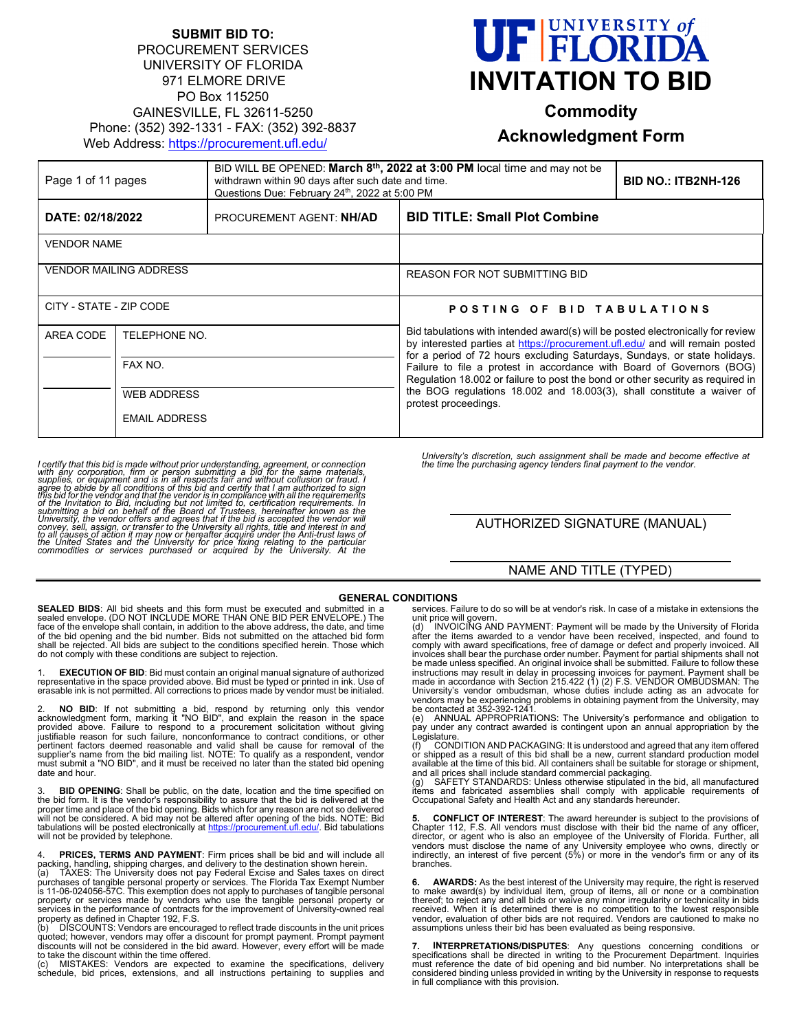**SUBMIT BID TO:**
PROCUREMENT SERVICES
UNIVERSITY OF FLORIDA
971 ELMORE DRIVE
PO Box 115250
GAINESVILLE, FL 32611-5250
Phone: (352) 392-1331 - FAX: (352) 392-8837
Web Address: https://procurement.ufl.edu/

# UF UNIVERSITY of FLORIDA
# INVITATION TO BID
## Commodity
## Acknowledgment Form

| Page 1 of 11 pages | BID WILL BE OPENED: **March 8th, 2022 at 3:00 PM** local time and may not be withdrawn within 90 days after such date and time. Questions Due: February 24th, 2022 at 5:00 PM | | **BID NO.: ITB2NH-126** |
|---|---|---|---|
| **DATE: 02/18/2022** | PROCUREMENT AGENT: **NH/AD** | **BID TITLE: Small Plot Combine** | |
| VENDOR NAME | | | |
| VENDOR MAILING ADDRESS | | REASON FOR NOT SUBMITTING BID | |
| CITY - STATE - ZIP CODE | | **POSTING OF BID TABULATIONS** | |
| AREA CODE | TELEPHONE NO. | Bid tabulations with intended award(s) will be posted electronically for review by interested parties at https://procurement.ufl.edu/ and will remain posted for a period of 72 hours excluding Saturdays, Sundays, or state holidays. Failure to file a protest in accordance with Board of Governors (BOG) Regulation 18.002 or failure to post the bond or other security as required in the BOG regulations 18.002 and 18.003(3), shall constitute a waiver of protest proceedings. | |
| | FAX NO. | | |
| | WEB ADDRESS | | |
| | EMAIL ADDRESS | | |

*I certify that this bid is made without prior understanding, agreement, or connection with any corporation, firm or person submitting a bid for the same materials, supplies, or equipment and is in all respects fair and without collusion or fraud. I agree to abide by all conditions of this bid and certify that I am authorized to sign this bid for the vendor and that the vendor is in compliance with all the requirements of the Invitation to Bid, including but not limited to, certification requirements. In submitting a bid on behalf of the Board of Trustees, hereinafter known as the University, the vendor offers and agrees that if the bid is accepted the vendor will convey, sell, assign, or transfer to the University all rights, title and interest in and to all causes of action it may now or hereafter acquire under the Anti-trust laws of the United States and the University for price fixing relating to the particular commodities or services purchased or acquired by the University. At the University's discretion, such assignment shall be made and become effective at the time the purchasing agency tenders final payment to the vendor.*

AUTHORIZED SIGNATURE (MANUAL)

NAME AND TITLE (TYPED)

## GENERAL CONDITIONS

**SEALED BIDS**: All bid sheets and this form must be executed and submitted in a sealed envelope. (DO NOT INCLUDE MORE THAN ONE BID PER ENVELOPE.) The face of the envelope shall contain, in addition to the above address, the date, and time of the bid opening and the bid number. Bids not submitted on the attached bid form shall be rejected. All bids are subject to the conditions specified herein. Those which do not comply with these conditions are subject to rejection.

1. **EXECUTION OF BID**: Bid must contain an original manual signature of authorized representative in the space provided above. Bid must be typed or printed in ink. Use of erasable ink is not permitted. All corrections to prices made by vendor must be initialed.

2. **NO BID**: If not submitting a bid, respond by returning only this vendor acknowledgment form, marking it "NO BID", and explain the reason in the space provided above. Failure to respond to a procurement solicitation without giving justifiable reason for such failure, nonconformance to contract conditions, or other pertinent factors deemed reasonable and valid shall be cause for removal of the supplier's name from the bid mailing list. NOTE: To qualify as a respondent, vendor must submit a "NO BID", and it must be received no later than the stated bid opening date and hour.

3. **BID OPENING**: Shall be public, on the date, location and the time specified on the bid form. It is the vendor's responsibility to assure that the bid is delivered at the proper time and place of the bid opening. Bids which for any reason are not so delivered will not be considered. A bid may not be altered after opening of the bids. NOTE: Bid tabulations will be posted electronically at https://procurement.ufl.edu/. Bid tabulations will not be provided by telephone.

4. **PRICES, TERMS AND PAYMENT**: Firm prices shall be bid and will include all packing, handling, shipping charges, and delivery to the destination shown herein.
(a) TAXES: The University does not pay Federal Excise and Sales taxes on direct purchases of tangible personal property or services. The Florida Tax Exempt Number is 11-06-024056-57C. This exemption does not apply to purchases of tangible personal property or services made by vendors who use the tangible personal property or services in the performance of contracts for the improvement of University-owned real property as defined in Chapter 192, F.S.
(b) DISCOUNTS: Vendors are encouraged to reflect trade discounts in the unit prices quoted; however, vendors may offer a discount for prompt payment. Prompt payment discounts will not be considered in the bid award. However, every effort will be made to take the discount within the time offered.
(c) MISTAKES: Vendors are expected to examine the specifications, delivery schedule, bid prices, extensions, and all instructions pertaining to supplies and services. Failure to do so will be at vendor's risk. In case of a mistake in extensions the unit price will govern.
(d) INVOICING AND PAYMENT: Payment will be made by the University of Florida after the items awarded to a vendor have been received, inspected, and found to comply with award specifications, free of damage or defect and properly invoiced. All invoices shall bear the purchase order number. Payment for partial shipments shall not be made unless specified. An original invoice shall be submitted. Failure to follow these instructions may result in delay in processing invoices for payment. Payment shall be made in accordance with Section 215.422 (1) (2) F.S. VENDOR OMBUDSMAN: The University's vendor ombudsman, whose duties include acting as an advocate for vendors may be experiencing problems in obtaining payment from the University, may be contacted at 352-392-1241.
(e) ANNUAL APPROPRIATIONS: The University's performance and obligation to pay under any contract awarded is contingent upon an annual appropriation by the Legislature.
(f) CONDITION AND PACKAGING: It is understood and agreed that any item offered or shipped as a result of this bid shall be a new, current standard production model available at the time of this bid. All containers shall be suitable for storage or shipment, and all prices shall include standard commercial packaging.
(g) SAFETY STANDARDS: Unless otherwise stipulated in the bid, all manufactured items and fabricated assemblies shall comply with applicable requirements of Occupational Safety and Health Act and any standards hereunder.

5. **CONFLICT OF INTEREST**: The award hereunder is subject to the provisions of Chapter 112, F.S. All vendors must disclose with their bid the name of any officer, director, or agent who is also an employee of the University of Florida. Further, all vendors must disclose the name of any University employee who owns, directly or indirectly, an interest of five percent (5%) or more in the vendor's firm or any of its branches.

6. **AWARDS:** As the best interest of the University may require, the right is reserved to make award(s) by individual item, group of items, all or none or a combination thereof; to reject any and all bids or waive any minor irregularity or technicality in bids received. When it is determined there is no competition to the lowest responsible vendor, evaluation of other bids are not required. Vendors are cautioned to make no assumptions unless their bid has been evaluated as being responsive.

7. **INTERPRETATIONS/DISPUTES**: Any questions concerning conditions or specifications shall be directed in writing to the Procurement Department. Inquiries must reference the date of bid opening and bid number. No interpretations shall be considered binding unless provided in writing by the University in response to requests in full compliance with this provision.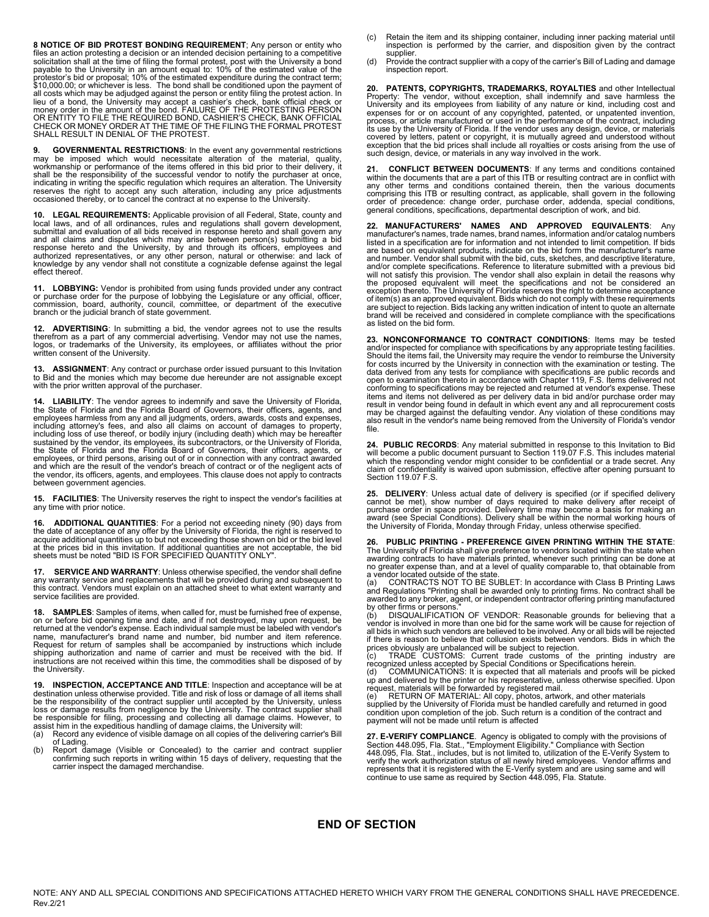**8 NOTICE OF BID PROTEST BONDING REQUIREMENT**; Any person or entity who files an action protesting a decision or an intended decision pertaining to a competitive solicitation shall at the time of filing the formal protest, post with the University a bond payable to the University in an amount equal to: 10% of the estimated value of the protestor's bid or proposal; 10% of the estimated expenditure during the contract term; $10,000.00; or whichever is less. The bond shall be conditioned upon the payment of all costs which may be adjudged against the person or entity filing the protest action. In lieu of a bond, the University may accept a cashier's check, bank official check or money order in the amount of the bond. FAILURE OF THE PROTESTING PERSON OR ENTITY TO FILE THE REQUIRED BOND, CASHIER'S CHECK, BANK OFFICIAL CHECK OR MONEY ORDER AT THE TIME OF THE FILING THE FORMAL PROTEST SHALL RESULT IN DENIAL OF THE PROTEST.

**9. GOVERNMENTAL RESTRICTIONS**: In the event any governmental restrictions may be imposed which would necessitate alteration of the material, quality, workmanship or performance of the items offered in this bid prior to their delivery, it shall be the responsibility of the successful vendor to notify the purchaser at once, indicating in writing the specific regulation which requires an alteration. The University reserves the right to accept any such alteration, including any price adjustments occasioned thereby, or to cancel the contract at no expense to the University.

**10. LEGAL REQUIREMENTS:** Applicable provision of all Federal, State, county and local laws, and of all ordinances, rules and regulations shall govern development, submittal and evaluation of all bids received in response hereto and shall govern any and all claims and disputes which may arise between person(s) submitting a bid response hereto and the University, by and through its officers, employees and authorized representatives, or any other person, natural or otherwise: and lack of knowledge by any vendor shall not constitute a cognizable defense against the legal effect thereof.

**11. LOBBYING:** Vendor is prohibited from using funds provided under any contract or purchase order for the purpose of lobbying the Legislature or any official, officer, commission, board, authority, council, committee, or department of the executive branch or the judicial branch of state government.

**12. ADVERTISING**: In submitting a bid, the vendor agrees not to use the results therefrom as a part of any commercial advertising. Vendor may not use the names, logos, or trademarks of the University, its employees, or affiliates without the prior written consent of the University.

**13. ASSIGNMENT**: Any contract or purchase order issued pursuant to this Invitation to Bid and the monies which may become due hereunder are not assignable except with the prior written approval of the purchaser.

**14. LIABILITY**: The vendor agrees to indemnify and save the University of Florida, the State of Florida and the Florida Board of Governors, their officers, agents, and employees harmless from any and all judgments, orders, awards, costs and expenses, including attorney's fees, and also all claims on account of damages to property, including loss of use thereof, or bodily injury (including death) which may be hereafter sustained by the vendor, its employees, its subcontractors, or the University of Florida, the State of Florida and the Florida Board of Governors, their officers, agents, or employees, or third persons, arising out of or in connection with any contract awarded and which are the result of the vendor's breach of contract or of the negligent acts of the vendor, its officers, agents, and employees. This clause does not apply to contracts between government agencies.

**15. FACILITIES**: The University reserves the right to inspect the vendor's facilities at any time with prior notice.

**16. ADDITIONAL QUANTITIES**: For a period not exceeding ninety (90) days from the date of acceptance of any offer by the University of Florida, the right is reserved to acquire additional quantities up to but not exceeding those shown on bid or the bid level at the prices bid in this invitation. If additional quantities are not acceptable, the bid sheets must be noted "BID IS FOR SPECIFIED QUANTITY ONLY".

**17. SERVICE AND WARRANTY**: Unless otherwise specified, the vendor shall define any warranty service and replacements that will be provided during and subsequent to this contract. Vendors must explain on an attached sheet to what extent warranty and service facilities are provided.

**18. SAMPLES**: Samples of items, when called for, must be furnished free of expense, on or before bid opening time and date, and if not destroyed, may upon request, be returned at the vendor's expense. Each individual sample must be labeled with vendor's name, manufacturer's brand name and number, bid number and item reference. Request for return of samples shall be accompanied by instructions which include shipping authorization and name of carrier and must be received with the bid. If instructions are not received within this time, the commodities shall be disposed of by the University.

**19. INSPECTION, ACCEPTANCE AND TITLE**: Inspection and acceptance will be at destination unless otherwise provided. Title and risk of loss or damage of all items shall be the responsibility of the contract supplier until accepted by the University, unless loss or damage results from negligence by the University. The contract supplier shall be responsible for filing, processing and collecting all damage claims. However, to assist him in the expeditious handling of damage claims, the University will:

(a) Record any evidence of visible damage on all copies of the delivering carrier's Bill of Lading.
(b) Report damage (Visible or Concealed) to the carrier and contract supplier confirming such reports in writing within 15 days of delivery, requesting that the carrier inspect the damaged merchandise.
(c) Retain the item and its shipping container, including inner packing material until inspection is performed by the carrier, and disposition given by the contract supplier.
(d) Provide the contract supplier with a copy of the carrier's Bill of Lading and damage inspection report.

**20. PATENTS, COPYRIGHTS, TRADEMARKS, ROYALTIES** and other Intellectual Property: The vendor, without exception, shall indemnify and save harmless the University and its employees from liability of any nature or kind, including cost and expenses for or on account of any copyrighted, patented, or unpatented invention, process, or article manufactured or used in the performance of the contract, including its use by the University of Florida. If the vendor uses any design, device, or materials covered by letters, patent or copyright, it is mutually agreed and understood without exception that the bid prices shall include all royalties or costs arising from the use of such design, device, or materials in any way involved in the work.

**21. CONFLICT BETWEEN DOCUMENTS**: If any terms and conditions contained within the documents that are a part of this ITB or resulting contract are in conflict with any other terms and conditions contained therein, then the various documents comprising this ITB or resulting contract, as applicable, shall govern in the following order of precedence: change order, purchase order, addenda, special conditions, general conditions, specifications, departmental description of work, and bid.

**22. MANUFACTURERS' NAMES AND APPROVED EQUIVALENTS**: Any manufacturer's names, trade names, brand names, information and/or catalog numbers listed in a specification are for information and not intended to limit competition. If bids are based on equivalent products, indicate on the bid form the manufacturer's name and number. Vendor shall submit with the bid, cuts, sketches, and descriptive literature, and/or complete specifications. Reference to literature submitted with a previous bid will not satisfy this provision. The vendor shall also explain in detail the reasons why the proposed equivalent will meet the specifications and not be considered an exception thereto. The University of Florida reserves the right to determine acceptance of item(s) as an approved equivalent. Bids which do not comply with these requirements are subject to rejection. Bids lacking any written indication of intent to quote an alternate brand will be received and considered in complete compliance with the specifications as listed on the bid form.

**23. NONCONFORMANCE TO CONTRACT CONDITIONS**: Items may be tested and/or inspected for compliance with specifications by any appropriate testing facilities. Should the items fail, the University may require the vendor to reimburse the University for costs incurred by the University in connection with the examination or testing. The data derived from any tests for compliance with specifications are public records and open to examination thereto in accordance with Chapter 119, F.S. Items delivered not conforming to specifications may be rejected and returned at vendor's expense. These items and items not delivered as per delivery data in bid and/or purchase order may result in vendor being found in default in which event any and all reprocurement costs may be charged against the defaulting vendor. Any violation of these conditions may also result in the vendor's name being removed from the University of Florida's vendor file.

**24. PUBLIC RECORDS**: Any material submitted in response to this Invitation to Bid will become a public document pursuant to Section 119.07 F.S. This includes material which the responding vendor might consider to be confidential or a trade secret. Any claim of confidentiality is waived upon submission, effective after opening pursuant to Section 119.07 F.S.

**25. DELIVERY**: Unless actual date of delivery is specified (or if specified delivery cannot be met), show number of days required to make delivery after receipt of purchase order in space provided. Delivery time may become a basis for making an award (see Special Conditions). Delivery shall be within the normal working hours of the University of Florida, Monday through Friday, unless otherwise specified.

**26. PUBLIC PRINTING - PREFERENCE GIVEN PRINTING WITHIN THE STATE**: The University of Florida shall give preference to vendors located within the state when awarding contracts to have materials printed, whenever such printing can be done at no greater expense than, and at a level of quality comparable to, that obtainable from a vendor located outside of the state.

(a) CONTRACTS NOT TO BE SUBLET: In accordance with Class B Printing Laws and Regulations "Printing shall be awarded only to printing firms. No contract shall be awarded to any broker, agent, or independent contractor offering printing manufactured by other firms or persons."
(b) DISQUALIFICATION OF VENDOR: Reasonable grounds for believing that a vendor is involved in more than one bid for the same work will be cause for rejection of all bids in which such vendors are believed to be involved. Any or all bids will be rejected if there is reason to believe that collusion exists between vendors. Bids in which the prices obviously are unbalanced will be subject to rejection.
(c) TRADE CUSTOMS: Current trade customs of the printing industry are recognized unless accepted by Special Conditions or Specifications herein.
(d) COMMUNICATIONS: It is expected that all materials and proofs will be picked up and delivered by the printer or his representative, unless otherwise specified. Upon request, materials will be forwarded by registered mail.
(e) RETURN OF MATERIAL: All copy, photos, artwork, and other materials supplied by the University of Florida must be handled carefully and returned in good condition upon completion of the job. Such return is a condition of the contract and payment will not be made until return is affected

**27. E-VERIFY COMPLIANCE**. Agency is obligated to comply with the provisions of Section 448.095, Fla. Stat., "Employment Eligibility." Compliance with Section 448.095, Fla. Stat., includes, but is not limited to, utilization of the E-Verify System to verify the work authorization status of all newly hired employees. Vendor affirms and represents that it is registered with the E-Verify system and are using same and will continue to use same as required by Section 448.095, Fla. Statute.

## END OF SECTION

NOTE: ANY AND ALL SPECIAL CONDITIONS AND SPECIFICATIONS ATTACHED HERETO WHICH VARY FROM THE GENERAL CONDITIONS SHALL HAVE PRECEDENCE.
Rev.2/21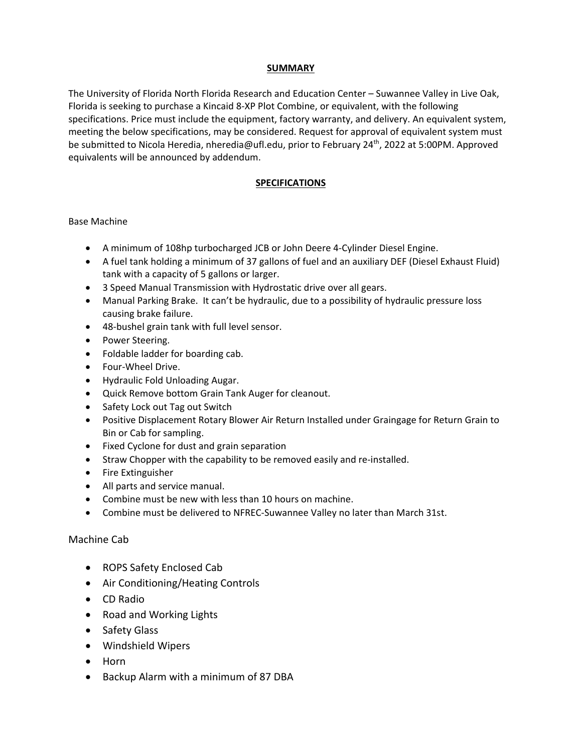## SUMMARY

The University of Florida North Florida Research and Education Center – Suwannee Valley in Live Oak, Florida is seeking to purchase a Kincaid 8-XP Plot Combine, or equivalent, with the following specifications. Price must include the equipment, factory warranty, and delivery. An equivalent system, meeting the below specifications, may be considered. Request for approval of equivalent system must be submitted to Nicola Heredia, nheredia@ufl.edu, prior to February 24th, 2022 at 5:00PM. Approved equivalents will be announced by addendum.

## SPECIFICATIONS

### Base Machine

- A minimum of 108hp turbocharged JCB or John Deere 4-Cylinder Diesel Engine.
- A fuel tank holding a minimum of 37 gallons of fuel and an auxiliary DEF (Diesel Exhaust Fluid) tank with a capacity of 5 gallons or larger.
- 3 Speed Manual Transmission with Hydrostatic drive over all gears.
- Manual Parking Brake. It can't be hydraulic, due to a possibility of hydraulic pressure loss causing brake failure.
- 48-bushel grain tank with full level sensor.
- Power Steering.
- Foldable ladder for boarding cab.
- Four-Wheel Drive.
- Hydraulic Fold Unloading Augar.
- Quick Remove bottom Grain Tank Auger for cleanout.
- Safety Lock out Tag out Switch
- Positive Displacement Rotary Blower Air Return Installed under Graingage for Return Grain to Bin or Cab for sampling.
- Fixed Cyclone for dust and grain separation
- Straw Chopper with the capability to be removed easily and re-installed.
- Fire Extinguisher
- All parts and service manual.
- Combine must be new with less than 10 hours on machine.
- Combine must be delivered to NFREC-Suwannee Valley no later than March 31st.

### Machine Cab

- ROPS Safety Enclosed Cab
- Air Conditioning/Heating Controls
- CD Radio
- Road and Working Lights
- Safety Glass
- Windshield Wipers
- Horn
- Backup Alarm with a minimum of 87 DBA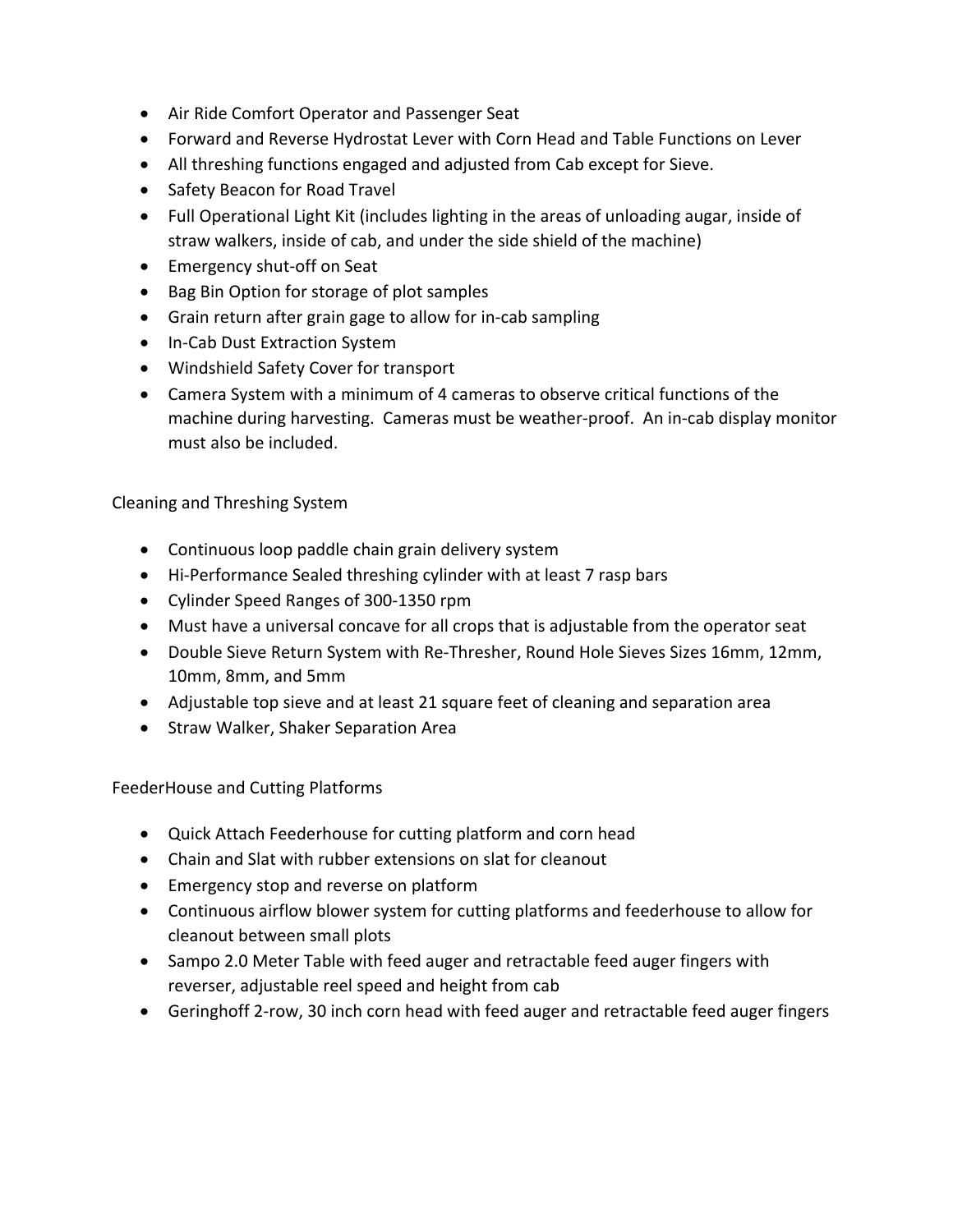- Air Ride Comfort Operator and Passenger Seat
- Forward and Reverse Hydrostat Lever with Corn Head and Table Functions on Lever
- All threshing functions engaged and adjusted from Cab except for Sieve.
- Safety Beacon for Road Travel
- Full Operational Light Kit (includes lighting in the areas of unloading augar, inside of straw walkers, inside of cab, and under the side shield of the machine)
- Emergency shut-off on Seat
- Bag Bin Option for storage of plot samples
- Grain return after grain gage to allow for in-cab sampling
- In-Cab Dust Extraction System
- Windshield Safety Cover for transport
- Camera System with a minimum of 4 cameras to observe critical functions of the machine during harvesting. Cameras must be weather-proof. An in-cab display monitor must also be included.

Cleaning and Threshing System

- Continuous loop paddle chain grain delivery system
- Hi-Performance Sealed threshing cylinder with at least 7 rasp bars
- Cylinder Speed Ranges of 300-1350 rpm
- Must have a universal concave for all crops that is adjustable from the operator seat
- Double Sieve Return System with Re-Thresher, Round Hole Sieves Sizes 16mm, 12mm, 10mm, 8mm, and 5mm
- Adjustable top sieve and at least 21 square feet of cleaning and separation area
- Straw Walker, Shaker Separation Area

FeederHouse and Cutting Platforms

- Quick Attach Feederhouse for cutting platform and corn head
- Chain and Slat with rubber extensions on slat for cleanout
- Emergency stop and reverse on platform
- Continuous airflow blower system for cutting platforms and feederhouse to allow for cleanout between small plots
- Sampo 2.0 Meter Table with feed auger and retractable feed auger fingers with reverser, adjustable reel speed and height from cab
- Geringhoff 2-row, 30 inch corn head with feed auger and retractable feed auger fingers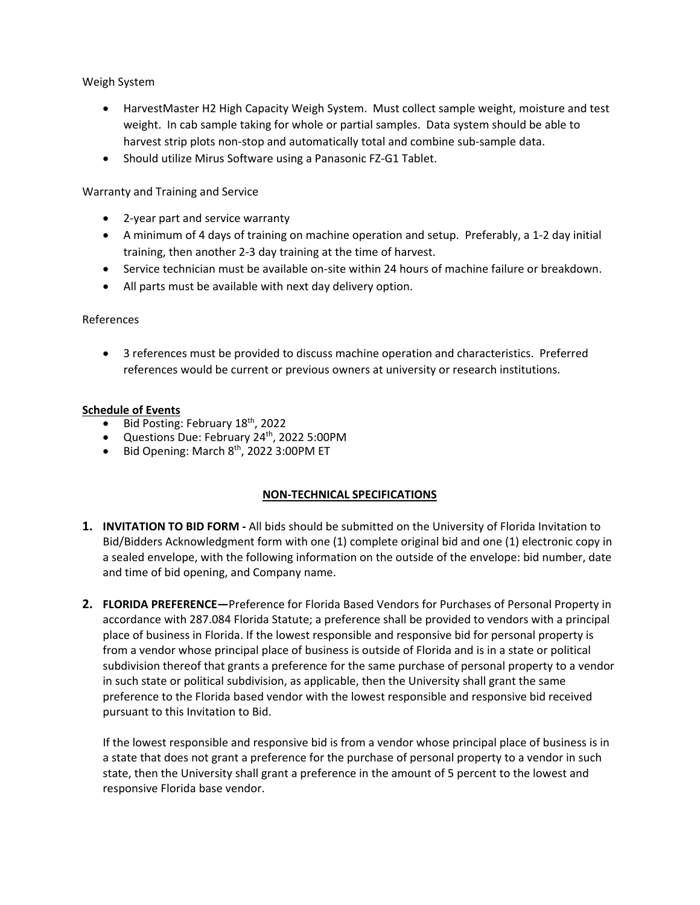Weigh System

- HarvestMaster H2 High Capacity Weigh System. Must collect sample weight, moisture and test weight. In cab sample taking for whole or partial samples. Data system should be able to harvest strip plots non-stop and automatically total and combine sub-sample data.
- Should utilize Mirus Software using a Panasonic FZ-G1 Tablet.

Warranty and Training and Service

- 2-year part and service warranty
- A minimum of 4 days of training on machine operation and setup. Preferably, a 1-2 day initial training, then another 2-3 day training at the time of harvest.
- Service technician must be available on-site within 24 hours of machine failure or breakdown.
- All parts must be available with next day delivery option.

References

- 3 references must be provided to discuss machine operation and characteristics. Preferred references would be current or previous owners at university or research institutions.

**Schedule of Events**

- Bid Posting: February 18th, 2022
- Questions Due: February 24th, 2022 5:00PM
- Bid Opening: March 8th, 2022 3:00PM ET

## NON-TECHNICAL SPECIFICATIONS

1. **INVITATION TO BID FORM -** All bids should be submitted on the University of Florida Invitation to Bid/Bidders Acknowledgment form with one (1) complete original bid and one (1) electronic copy in a sealed envelope, with the following information on the outside of the envelope: bid number, date and time of bid opening, and Company name.

2. **FLORIDA PREFERENCE—**Preference for Florida Based Vendors for Purchases of Personal Property in accordance with 287.084 Florida Statute; a preference shall be provided to vendors with a principal place of business in Florida. If the lowest responsible and responsive bid for personal property is from a vendor whose principal place of business is outside of Florida and is in a state or political subdivision thereof that grants a preference for the same purchase of personal property to a vendor in such state or political subdivision, as applicable, then the University shall grant the same preference to the Florida based vendor with the lowest responsible and responsive bid received pursuant to this Invitation to Bid.

   If the lowest responsible and responsive bid is from a vendor whose principal place of business is in a state that does not grant a preference for the purchase of personal property to a vendor in such state, then the University shall grant a preference in the amount of 5 percent to the lowest and responsive Florida base vendor.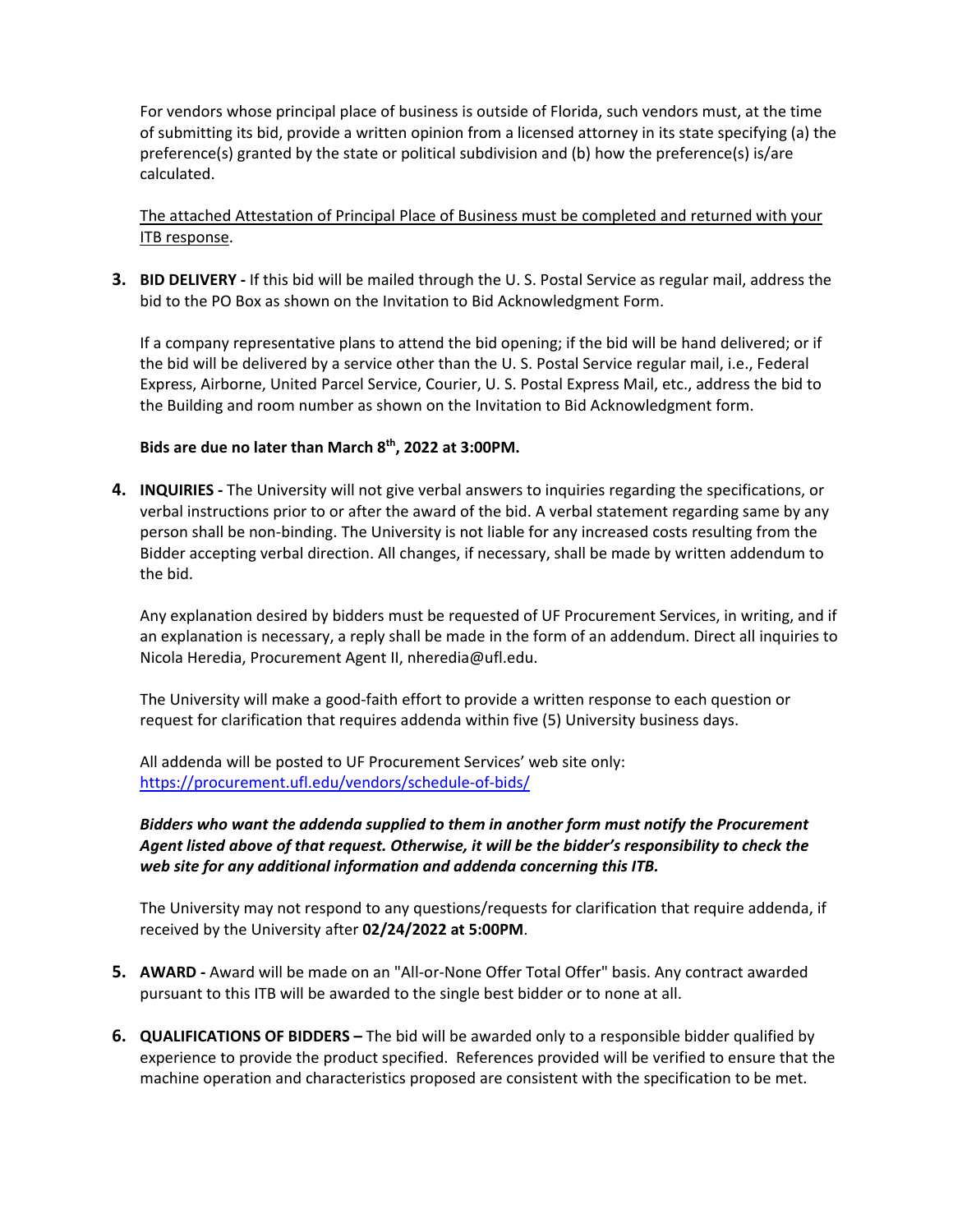For vendors whose principal place of business is outside of Florida, such vendors must, at the time of submitting its bid, provide a written opinion from a licensed attorney in its state specifying (a) the preference(s) granted by the state or political subdivision and (b) how the preference(s) is/are calculated.

<u>The attached Attestation of Principal Place of Business must be completed and returned with your ITB response</u>.

3. **BID DELIVERY -** If this bid will be mailed through the U. S. Postal Service as regular mail, address the bid to the PO Box as shown on the Invitation to Bid Acknowledgment Form.

   If a company representative plans to attend the bid opening; if the bid will be hand delivered; or if the bid will be delivered by a service other than the U. S. Postal Service regular mail, i.e., Federal Express, Airborne, United Parcel Service, Courier, U. S. Postal Express Mail, etc., address the bid to the Building and room number as shown on the Invitation to Bid Acknowledgment form.

   **Bids are due no later than March 8th, 2022 at 3:00PM.**

4. **INQUIRIES -** The University will not give verbal answers to inquiries regarding the specifications, or verbal instructions prior to or after the award of the bid. A verbal statement regarding same by any person shall be non-binding. The University is not liable for any increased costs resulting from the Bidder accepting verbal direction. All changes, if necessary, shall be made by written addendum to the bid.

   Any explanation desired by bidders must be requested of UF Procurement Services, in writing, and if an explanation is necessary, a reply shall be made in the form of an addendum. Direct all inquiries to Nicola Heredia, Procurement Agent II, nheredia@ufl.edu.

   The University will make a good-faith effort to provide a written response to each question or request for clarification that requires addenda within five (5) University business days.

   All addenda will be posted to UF Procurement Services' web site only: https://procurement.ufl.edu/vendors/schedule-of-bids/

   ***Bidders who want the addenda supplied to them in another form must notify the Procurement Agent listed above of that request. Otherwise, it will be the bidder's responsibility to check the web site for any additional information and addenda concerning this ITB.***

   The University may not respond to any questions/requests for clarification that require addenda, if received by the University after **02/24/2022 at 5:00PM**.

5. **AWARD -** Award will be made on an "All-or-None Offer Total Offer" basis. Any contract awarded pursuant to this ITB will be awarded to the single best bidder or to none at all.

6. **QUALIFICATIONS OF BIDDERS –** The bid will be awarded only to a responsible bidder qualified by experience to provide the product specified. References provided will be verified to ensure that the machine operation and characteristics proposed are consistent with the specification to be met.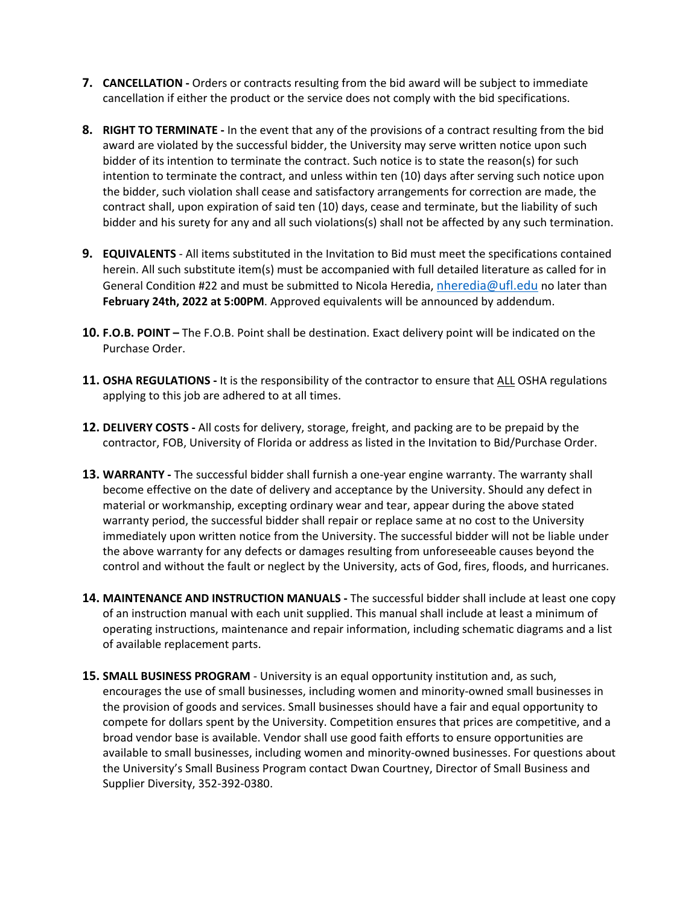7. **CANCELLATION -** Orders or contracts resulting from the bid award will be subject to immediate cancellation if either the product or the service does not comply with the bid specifications.

8. **RIGHT TO TERMINATE -** In the event that any of the provisions of a contract resulting from the bid award are violated by the successful bidder, the University may serve written notice upon such bidder of its intention to terminate the contract. Such notice is to state the reason(s) for such intention to terminate the contract, and unless within ten (10) days after serving such notice upon the bidder, such violation shall cease and satisfactory arrangements for correction are made, the contract shall, upon expiration of said ten (10) days, cease and terminate, but the liability of such bidder and his surety for any and all such violations(s) shall not be affected by any such termination.

9. **EQUIVALENTS** - All items substituted in the Invitation to Bid must meet the specifications contained herein. All such substitute item(s) must be accompanied with full detailed literature as called for in General Condition #22 and must be submitted to Nicola Heredia, nheredia@ufl.edu no later than **February 24th, 2022 at 5:00PM**. Approved equivalents will be announced by addendum.

10. **F.O.B. POINT –** The F.O.B. Point shall be destination. Exact delivery point will be indicated on the Purchase Order.

11. **OSHA REGULATIONS -** It is the responsibility of the contractor to ensure that ALL OSHA regulations applying to this job are adhered to at all times.

12. **DELIVERY COSTS -** All costs for delivery, storage, freight, and packing are to be prepaid by the contractor, FOB, University of Florida or address as listed in the Invitation to Bid/Purchase Order.

13. **WARRANTY -** The successful bidder shall furnish a one-year engine warranty. The warranty shall become effective on the date of delivery and acceptance by the University. Should any defect in material or workmanship, excepting ordinary wear and tear, appear during the above stated warranty period, the successful bidder shall repair or replace same at no cost to the University immediately upon written notice from the University. The successful bidder will not be liable under the above warranty for any defects or damages resulting from unforeseeable causes beyond the control and without the fault or neglect by the University, acts of God, fires, floods, and hurricanes.

14. **MAINTENANCE AND INSTRUCTION MANUALS -** The successful bidder shall include at least one copy of an instruction manual with each unit supplied. This manual shall include at least a minimum of operating instructions, maintenance and repair information, including schematic diagrams and a list of available replacement parts.

15. **SMALL BUSINESS PROGRAM** - University is an equal opportunity institution and, as such, encourages the use of small businesses, including women and minority-owned small businesses in the provision of goods and services. Small businesses should have a fair and equal opportunity to compete for dollars spent by the University. Competition ensures that prices are competitive, and a broad vendor base is available. Vendor shall use good faith efforts to ensure opportunities are available to small businesses, including women and minority-owned businesses. For questions about the University's Small Business Program contact Dwan Courtney, Director of Small Business and Supplier Diversity, 352-392-0380.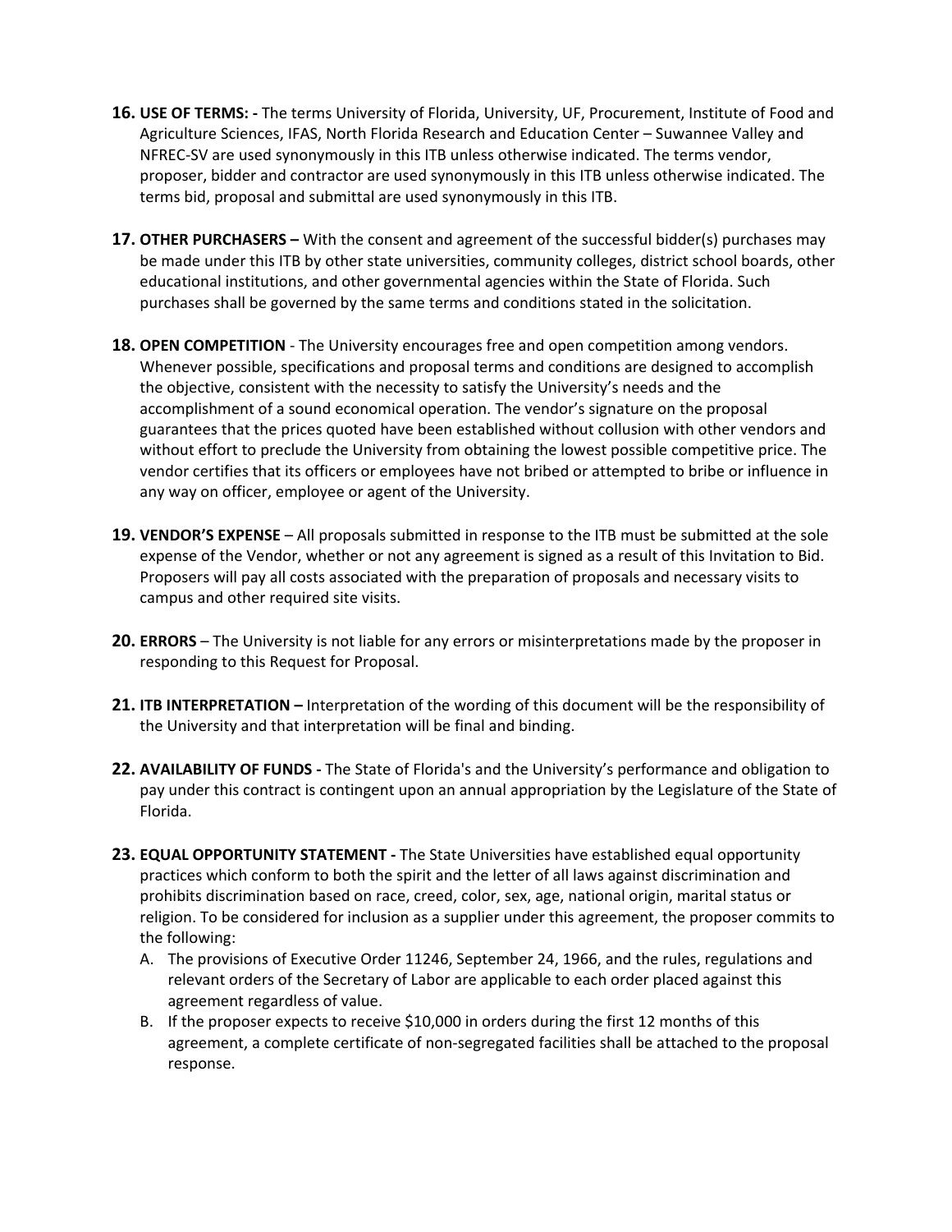16. **USE OF TERMS: -** The terms University of Florida, University, UF, Procurement, Institute of Food and Agriculture Sciences, IFAS, North Florida Research and Education Center – Suwannee Valley and NFREC-SV are used synonymously in this ITB unless otherwise indicated. The terms vendor, proposer, bidder and contractor are used synonymously in this ITB unless otherwise indicated. The terms bid, proposal and submittal are used synonymously in this ITB.

17. **OTHER PURCHASERS –** With the consent and agreement of the successful bidder(s) purchases may be made under this ITB by other state universities, community colleges, district school boards, other educational institutions, and other governmental agencies within the State of Florida. Such purchases shall be governed by the same terms and conditions stated in the solicitation.

18. **OPEN COMPETITION** - The University encourages free and open competition among vendors. Whenever possible, specifications and proposal terms and conditions are designed to accomplish the objective, consistent with the necessity to satisfy the University's needs and the accomplishment of a sound economical operation. The vendor's signature on the proposal guarantees that the prices quoted have been established without collusion with other vendors and without effort to preclude the University from obtaining the lowest possible competitive price. The vendor certifies that its officers or employees have not bribed or attempted to bribe or influence in any way on officer, employee or agent of the University.

19. **VENDOR'S EXPENSE** – All proposals submitted in response to the ITB must be submitted at the sole expense of the Vendor, whether or not any agreement is signed as a result of this Invitation to Bid. Proposers will pay all costs associated with the preparation of proposals and necessary visits to campus and other required site visits.

20. **ERRORS** – The University is not liable for any errors or misinterpretations made by the proposer in responding to this Request for Proposal.

21. **ITB INTERPRETATION –** Interpretation of the wording of this document will be the responsibility of the University and that interpretation will be final and binding.

22. **AVAILABILITY OF FUNDS -** The State of Florida's and the University's performance and obligation to pay under this contract is contingent upon an annual appropriation by the Legislature of the State of Florida.

23. **EQUAL OPPORTUNITY STATEMENT -** The State Universities have established equal opportunity practices which conform to both the spirit and the letter of all laws against discrimination and prohibits discrimination based on race, creed, color, sex, age, national origin, marital status or religion. To be considered for inclusion as a supplier under this agreement, the proposer commits to the following:
    A. The provisions of Executive Order 11246, September 24, 1966, and the rules, regulations and relevant orders of the Secretary of Labor are applicable to each order placed against this agreement regardless of value.
    B. If the proposer expects to receive $10,000 in orders during the first 12 months of this agreement, a complete certificate of non-segregated facilities shall be attached to the proposal response.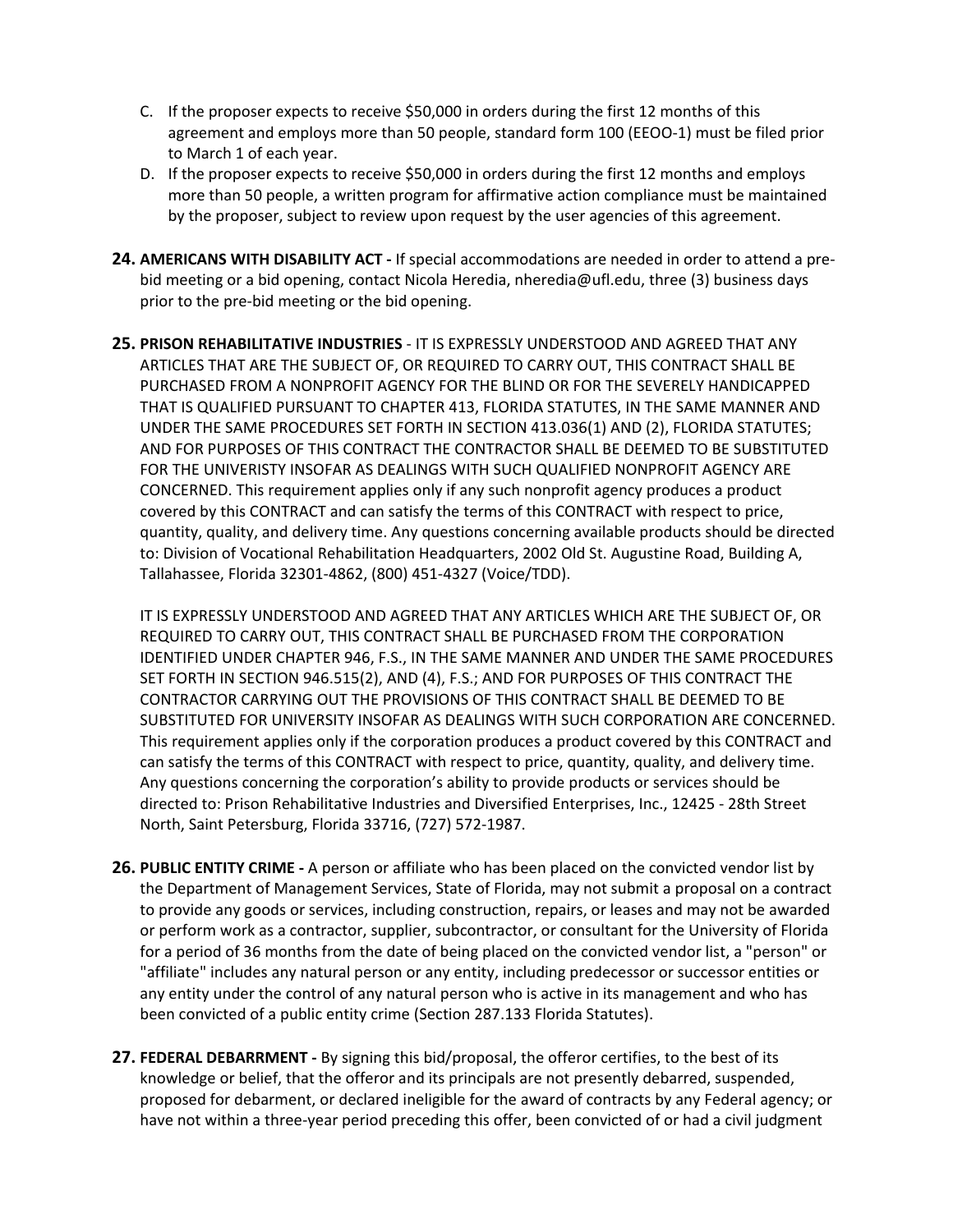C. If the proposer expects to receive $50,000 in orders during the first 12 months of this agreement and employs more than 50 people, standard form 100 (EEOO-1) must be filed prior to March 1 of each year.
D. If the proposer expects to receive $50,000 in orders during the first 12 months and employs more than 50 people, a written program for affirmative action compliance must be maintained by the proposer, subject to review upon request by the user agencies of this agreement.

**24. AMERICANS WITH DISABILITY ACT -** If special accommodations are needed in order to attend a pre-bid meeting or a bid opening, contact Nicola Heredia, nheredia@ufl.edu, three (3) business days prior to the pre-bid meeting or the bid opening.

**25. PRISON REHABILITATIVE INDUSTRIES** - IT IS EXPRESSLY UNDERSTOOD AND AGREED THAT ANY ARTICLES THAT ARE THE SUBJECT OF, OR REQUIRED TO CARRY OUT, THIS CONTRACT SHALL BE PURCHASED FROM A NONPROFIT AGENCY FOR THE BLIND OR FOR THE SEVERELY HANDICAPPED THAT IS QUALIFIED PURSUANT TO CHAPTER 413, FLORIDA STATUTES, IN THE SAME MANNER AND UNDER THE SAME PROCEDURES SET FORTH IN SECTION 413.036(1) AND (2), FLORIDA STATUTES; AND FOR PURPOSES OF THIS CONTRACT THE CONTRACTOR SHALL BE DEEMED TO BE SUBSTITUTED FOR THE UNIVERISTY INSOFAR AS DEALINGS WITH SUCH QUALIFIED NONPROFIT AGENCY ARE CONCERNED. This requirement applies only if any such nonprofit agency produces a product covered by this CONTRACT and can satisfy the terms of this CONTRACT with respect to price, quantity, quality, and delivery time. Any questions concerning available products should be directed to: Division of Vocational Rehabilitation Headquarters, 2002 Old St. Augustine Road, Building A, Tallahassee, Florida 32301-4862, (800) 451-4327 (Voice/TDD).

IT IS EXPRESSLY UNDERSTOOD AND AGREED THAT ANY ARTICLES WHICH ARE THE SUBJECT OF, OR REQUIRED TO CARRY OUT, THIS CONTRACT SHALL BE PURCHASED FROM THE CORPORATION IDENTIFIED UNDER CHAPTER 946, F.S., IN THE SAME MANNER AND UNDER THE SAME PROCEDURES SET FORTH IN SECTION 946.515(2), AND (4), F.S.; AND FOR PURPOSES OF THIS CONTRACT THE CONTRACTOR CARRYING OUT THE PROVISIONS OF THIS CONTRACT SHALL BE DEEMED TO BE SUBSTITUTED FOR UNIVERSITY INSOFAR AS DEALINGS WITH SUCH CORPORATION ARE CONCERNED. This requirement applies only if the corporation produces a product covered by this CONTRACT and can satisfy the terms of this CONTRACT with respect to price, quantity, quality, and delivery time. Any questions concerning the corporation's ability to provide products or services should be directed to: Prison Rehabilitative Industries and Diversified Enterprises, Inc., 12425 - 28th Street North, Saint Petersburg, Florida 33716, (727) 572-1987.

**26. PUBLIC ENTITY CRIME -** A person or affiliate who has been placed on the convicted vendor list by the Department of Management Services, State of Florida, may not submit a proposal on a contract to provide any goods or services, including construction, repairs, or leases and may not be awarded or perform work as a contractor, supplier, subcontractor, or consultant for the University of Florida for a period of 36 months from the date of being placed on the convicted vendor list, a "person" or "affiliate" includes any natural person or any entity, including predecessor or successor entities or any entity under the control of any natural person who is active in its management and who has been convicted of a public entity crime (Section 287.133 Florida Statutes).

**27. FEDERAL DEBARRMENT -** By signing this bid/proposal, the offeror certifies, to the best of its knowledge or belief, that the offeror and its principals are not presently debarred, suspended, proposed for debarment, or declared ineligible for the award of contracts by any Federal agency; or have not within a three-year period preceding this offer, been convicted of or had a civil judgment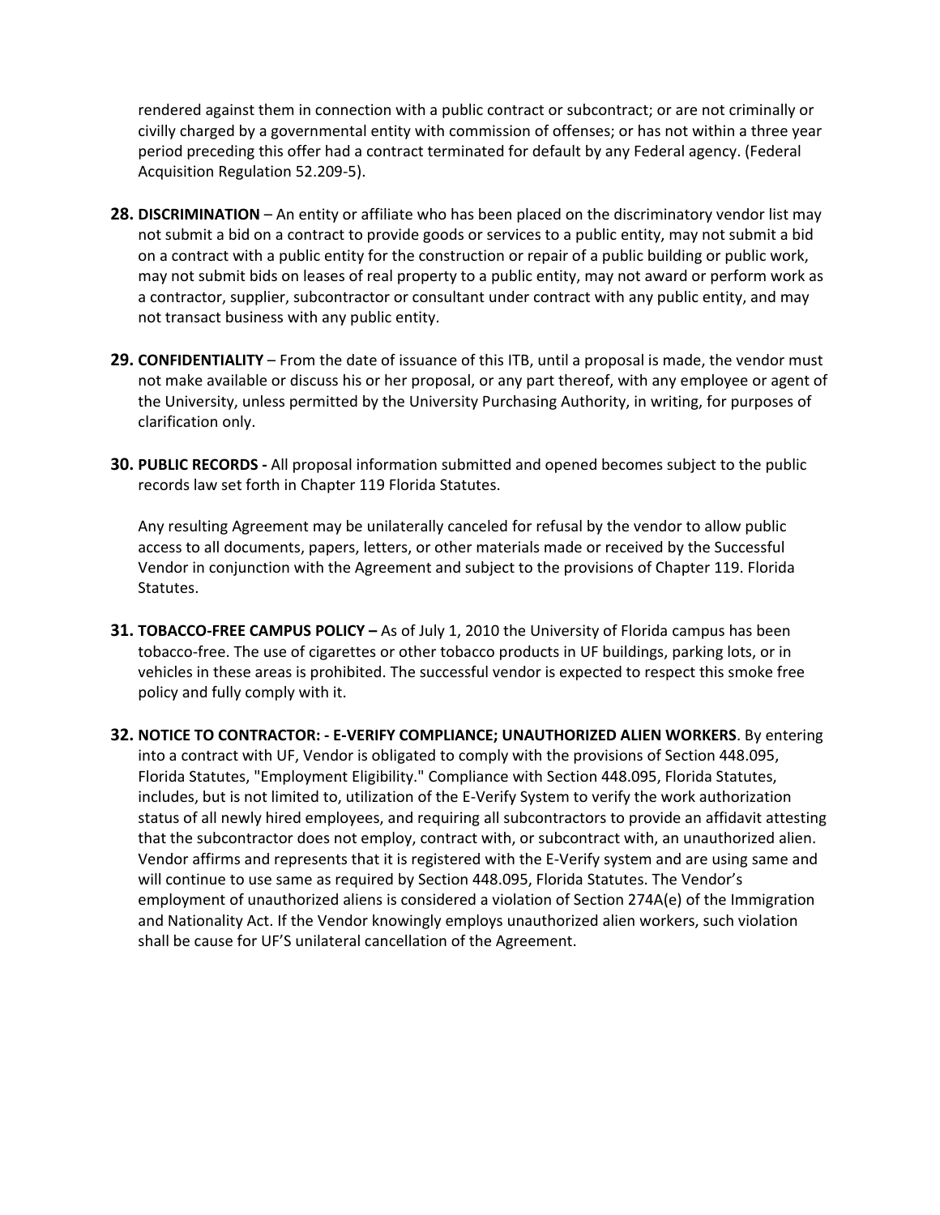rendered against them in connection with a public contract or subcontract; or are not criminally or civilly charged by a governmental entity with commission of offenses; or has not within a three year period preceding this offer had a contract terminated for default by any Federal agency. (Federal Acquisition Regulation 52.209-5).

28. **DISCRIMINATION** – An entity or affiliate who has been placed on the discriminatory vendor list may not submit a bid on a contract to provide goods or services to a public entity, may not submit a bid on a contract with a public entity for the construction or repair of a public building or public work, may not submit bids on leases of real property to a public entity, may not award or perform work as a contractor, supplier, subcontractor or consultant under contract with any public entity, and may not transact business with any public entity.

29. **CONFIDENTIALITY** – From the date of issuance of this ITB, until a proposal is made, the vendor must not make available or discuss his or her proposal, or any part thereof, with any employee or agent of the University, unless permitted by the University Purchasing Authority, in writing, for purposes of clarification only.

30. **PUBLIC RECORDS -** All proposal information submitted and opened becomes subject to the public records law set forth in Chapter 119 Florida Statutes.

    Any resulting Agreement may be unilaterally canceled for refusal by the vendor to allow public access to all documents, papers, letters, or other materials made or received by the Successful Vendor in conjunction with the Agreement and subject to the provisions of Chapter 119. Florida Statutes.

31. **TOBACCO-FREE CAMPUS POLICY –** As of July 1, 2010 the University of Florida campus has been tobacco-free. The use of cigarettes or other tobacco products in UF buildings, parking lots, or in vehicles in these areas is prohibited. The successful vendor is expected to respect this smoke free policy and fully comply with it.

32. **NOTICE TO CONTRACTOR: - E-VERIFY COMPLIANCE; UNAUTHORIZED ALIEN WORKERS**. By entering into a contract with UF, Vendor is obligated to comply with the provisions of Section 448.095, Florida Statutes, "Employment Eligibility." Compliance with Section 448.095, Florida Statutes, includes, but is not limited to, utilization of the E-Verify System to verify the work authorization status of all newly hired employees, and requiring all subcontractors to provide an affidavit attesting that the subcontractor does not employ, contract with, or subcontract with, an unauthorized alien. Vendor affirms and represents that it is registered with the E-Verify system and are using same and will continue to use same as required by Section 448.095, Florida Statutes. The Vendor's employment of unauthorized aliens is considered a violation of Section 274A(e) of the Immigration and Nationality Act. If the Vendor knowingly employs unauthorized alien workers, such violation shall be cause for UF'S unilateral cancellation of the Agreement.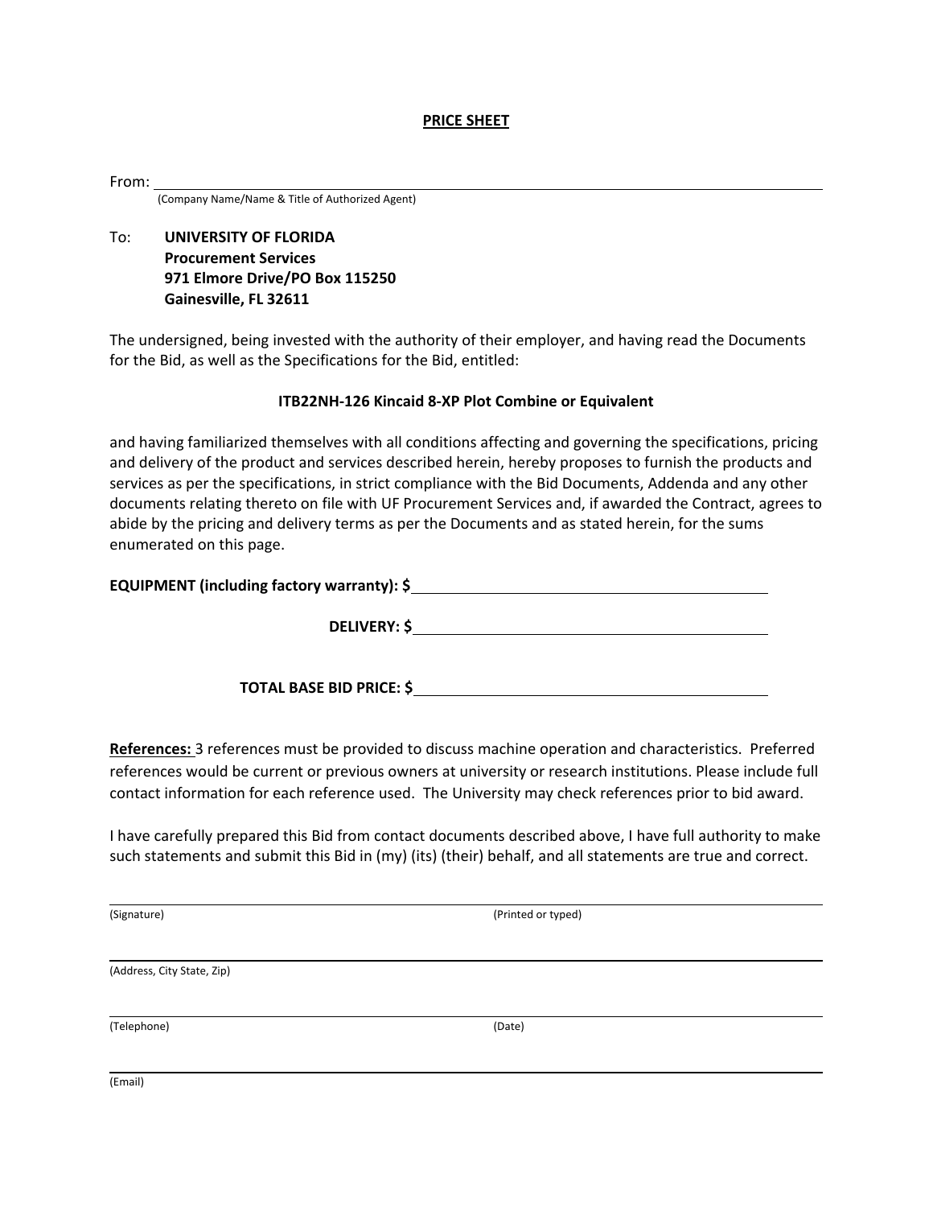## PRICE SHEET

From: \_\_\_\_\_\_\_\_\_\_\_\_\_\_\_\_\_\_\_\_\_\_\_\_\_\_\_\_\_\_\_\_\_\_\_\_\_\_\_\_\_\_\_\_\_\_\_\_\_\_\_\_\_\_\_\_\_\_\_\_
(Company Name/Name & Title of Authorized Agent)

To: **UNIVERSITY OF FLORIDA**
**Procurement Services**
**971 Elmore Drive/PO Box 115250**
**Gainesville, FL 32611**

The undersigned, being invested with the authority of their employer, and having read the Documents for the Bid, as well as the Specifications for the Bid, entitled:

**ITB22NH-126 Kincaid 8-XP Plot Combine or Equivalent**

and having familiarized themselves with all conditions affecting and governing the specifications, pricing and delivery of the product and services described herein, hereby proposes to furnish the products and services as per the specifications, in strict compliance with the Bid Documents, Addenda and any other documents relating thereto on file with UF Procurement Services and, if awarded the Contract, agrees to abide by the pricing and delivery terms as per the Documents and as stated herein, for the sums enumerated on this page.

**EQUIPMENT (including factory warranty): $** \_\_\_\_\_\_\_\_\_\_\_\_\_\_\_\_\_\_\_\_\_\_\_\_\_\_\_\_\_\_

**DELIVERY: $** \_\_\_\_\_\_\_\_\_\_\_\_\_\_\_\_\_\_\_\_\_\_\_\_\_\_\_\_\_\_

**TOTAL BASE BID PRICE: $** \_\_\_\_\_\_\_\_\_\_\_\_\_\_\_\_\_\_\_\_\_\_\_\_\_\_\_\_\_\_

**References:** 3 references must be provided to discuss machine operation and characteristics. Preferred references would be current or previous owners at university or research institutions. Please include full contact information for each reference used. The University may check references prior to bid award.

I have carefully prepared this Bid from contact documents described above, I have full authority to make such statements and submit this Bid in (my) (its) (their) behalf, and all statements are true and correct.

\_\_\_\_\_\_\_\_\_\_\_\_\_\_\_\_\_\_\_\_\_\_\_\_\_\_\_\_\_\_\_\_\_\_\_\_\_\_\_\_\_\_\_\_\_\_\_\_\_\_\_\_\_\_\_\_\_\_\_\_
(Signature) (Printed or typed)

\_\_\_\_\_\_\_\_\_\_\_\_\_\_\_\_\_\_\_\_\_\_\_\_\_\_\_\_\_\_\_\_\_\_\_\_\_\_\_\_\_\_\_\_\_\_\_\_\_\_\_\_\_\_\_\_\_\_\_\_
(Address, City State, Zip)

\_\_\_\_\_\_\_\_\_\_\_\_\_\_\_\_\_\_\_\_\_\_\_\_\_\_\_\_\_\_\_\_\_\_\_\_\_\_\_\_\_\_\_\_\_\_\_\_\_\_\_\_\_\_\_\_\_\_\_\_
(Telephone) (Date)

\_\_\_\_\_\_\_\_\_\_\_\_\_\_\_\_\_\_\_\_\_\_\_\_\_\_\_\_\_\_\_\_\_\_\_\_\_\_\_\_\_\_\_\_\_\_\_\_\_\_\_\_\_\_\_\_\_\_\_\_
(Email)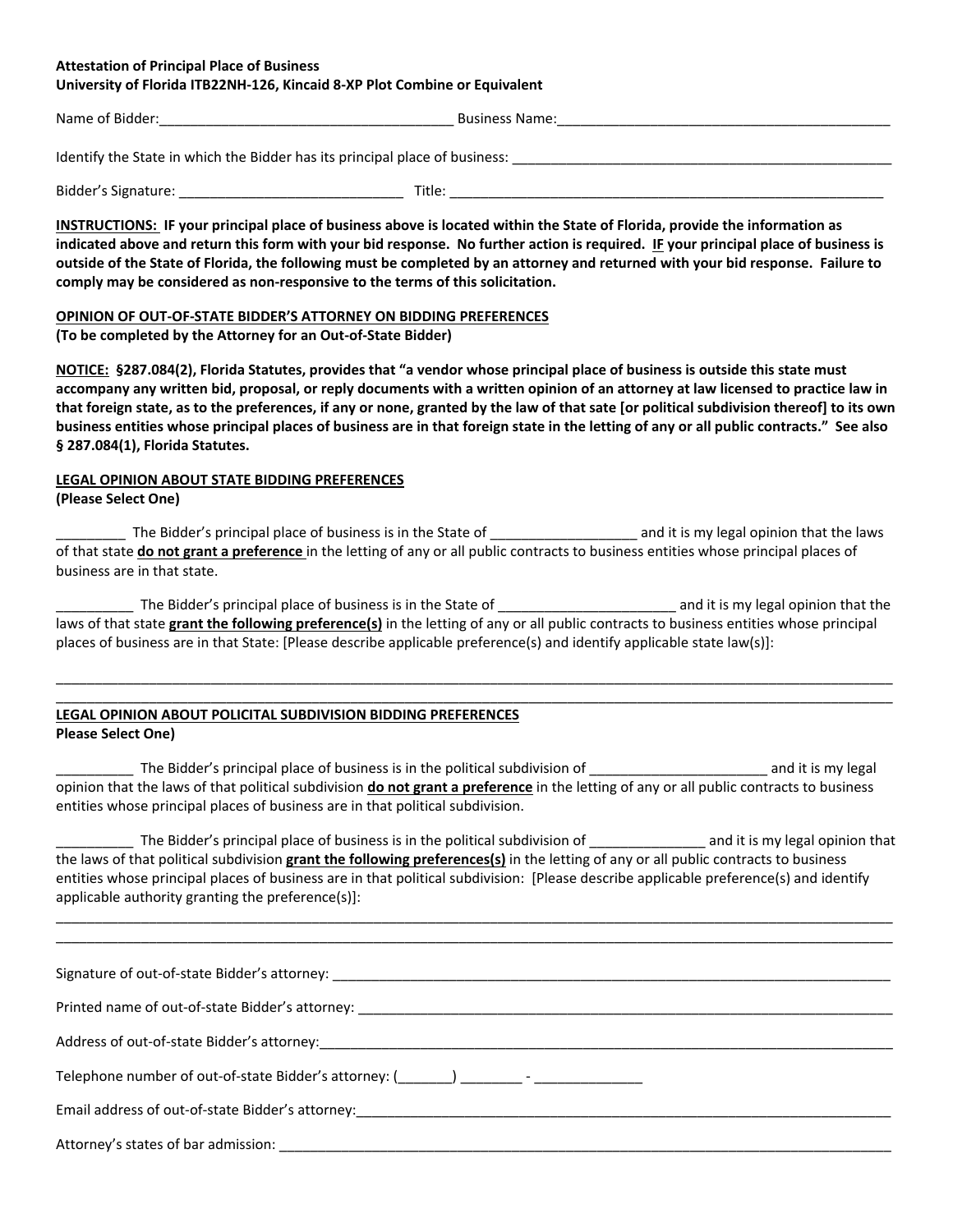**Attestation of Principal Place of Business**
**University of Florida ITB22NH-126, Kincaid 8-XP Plot Combine or Equivalent**

Name of Bidder:_____________________________________ Business Name:___________________________________________

Identify the State in which the Bidder has its principal place of business: ___________________________________________________

Bidder's Signature: _____________________________ Title: __________________________________________________________

**INSTRUCTIONS: IF your principal place of business above is located within the State of Florida, provide the information as indicated above and return this form with your bid response. No further action is required. IF your principal place of business is outside of the State of Florida, the following must be completed by an attorney and returned with your bid response. Failure to comply may be considered as non-responsive to the terms of this solicitation.**

**OPINION OF OUT-OF-STATE BIDDER'S ATTORNEY ON BIDDING PREFERENCES**
**(To be completed by the Attorney for an Out-of-State Bidder)**

**NOTICE: §287.084(2), Florida Statutes, provides that "a vendor whose principal place of business is outside this state must accompany any written bid, proposal, or reply documents with a written opinion of an attorney at law licensed to practice law in that foreign state, as to the preferences, if any or none, granted by the law of that sate [or political subdivision thereof] to its own business entities whose principal places of business are in that foreign state in the letting of any or all public contracts." See also § 287.084(1), Florida Statutes.**

**LEGAL OPINION ABOUT STATE BIDDING PREFERENCES**
**(Please Select One)**

_________ The Bidder's principal place of business is in the State of ___________________ and it is my legal opinion that the laws of that state **do not grant a preference** in the letting of any or all public contracts to business entities whose principal places of business are in that state.

__________ The Bidder's principal place of business is in the State of _______________________ and it is my legal opinion that the laws of that state **grant the following preference(s)** in the letting of any or all public contracts to business entities whose principal places of business are in that State: [Please describe applicable preference(s) and identify applicable state law(s)]:

_____________________________________________________________________________________________________________
_____________________________________________________________________________________________________________

**LEGAL OPINION ABOUT POLICITAL SUBDIVISION BIDDING PREFERENCES**
**Please Select One)**

__________ The Bidder's principal place of business is in the political subdivision of ______________________ and it is my legal opinion that the laws of that political subdivision **do not grant a preference** in the letting of any or all public contracts to business entities whose principal places of business are in that political subdivision.

__________ The Bidder's principal place of business is in the political subdivision of _______________ and it is my legal opinion that the laws of that political subdivision **grant the following preferences(s)** in the letting of any or all public contracts to business entities whose principal places of business are in that political subdivision: [Please describe applicable preference(s) and identify applicable authority granting the preference(s)]:

_____________________________________________________________________________________________________________
_____________________________________________________________________________________________________________

Signature of out-of-state Bidder's attorney: ___________________________________________________________________________

Printed name of out-of-state Bidder's attorney: ________________________________________________________________________

Address of out-of-state Bidder's attorney:_____________________________________________________________________________

Telephone number of out-of-state Bidder's attorney: (_______) ________ - ______________

Email address of out-of-state Bidder's attorney:_________________________________________________________________________

Attorney's states of bar admission: _________________________________________________________________________________